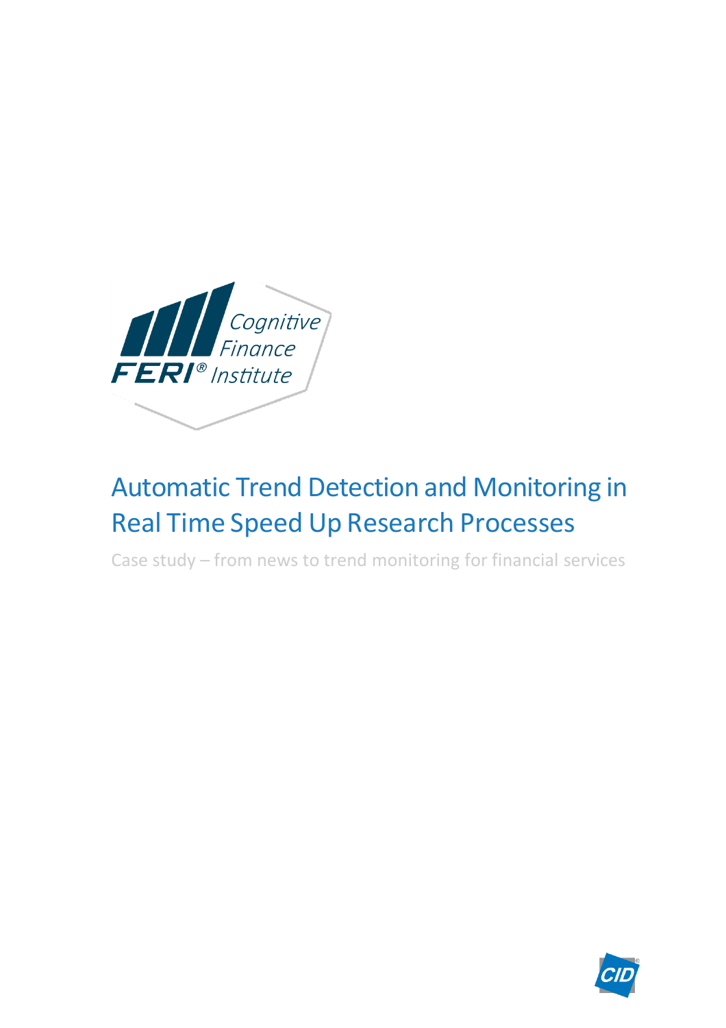FERI® Cognitive Finance Institute

# Automatic Trend Detection and Monitoring in Real Time Speed Up Research Processes

Case study – from news to trend monitoring for financial services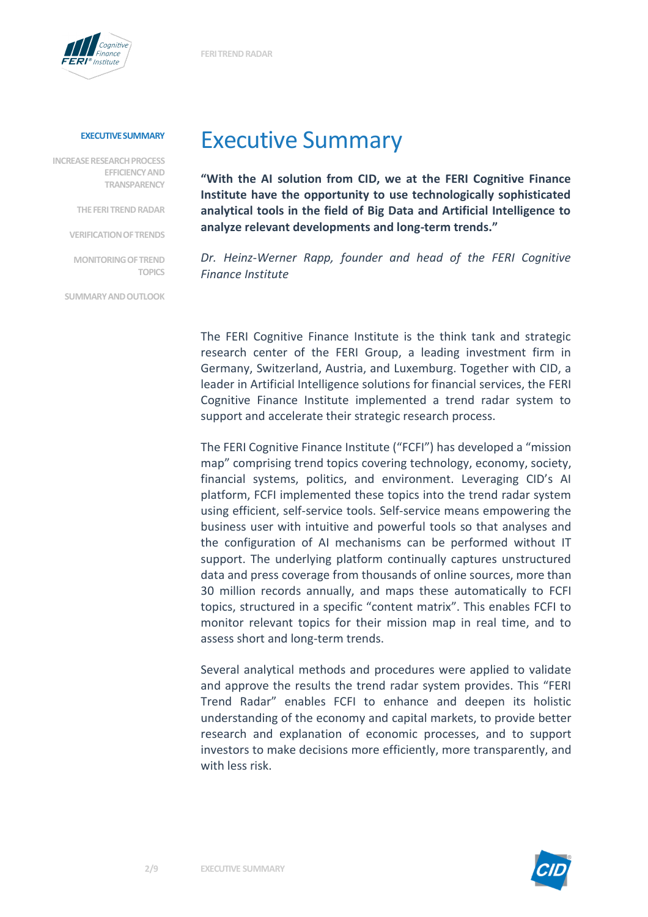# Executive Summary

**“With the AI solution from CID, we at the FERI Cognitive Finance Institute have the opportunity to use technologically sophisticated analytical tools in the field of Big Data and Artificial Intelligence to analyze relevant developments and long-term trends.”**

*Dr. Heinz-Werner Rapp, founder and head of the FERI Cognitive Finance Institute*

The FERI Cognitive Finance Institute is the think tank and strategic research center of the FERI Group, a leading investment firm in Germany, Switzerland, Austria, and Luxemburg. Together with CID, a leader in Artificial Intelligence solutions for financial services, the FERI Cognitive Finance Institute implemented a trend radar system to support and accelerate their strategic research process.

The FERI Cognitive Finance Institute (“FCFI”) has developed a “mission map” comprising trend topics covering technology, economy, society, financial systems, politics, and environment. Leveraging CID’s AI platform, FCFI implemented these topics into the trend radar system using efficient, self-service tools. Self-service means empowering the business user with intuitive and powerful tools so that analyses and the configuration of AI mechanisms can be performed without IT support. The underlying platform continually captures unstructured data and press coverage from thousands of online sources, more than 30 million records annually, and maps these automatically to FCFI topics, structured in a specific “content matrix”. This enables FCFI to monitor relevant topics for their mission map in real time, and to assess short and long-term trends.

Several analytical methods and procedures were applied to validate and approve the results the trend radar system provides. This “FERI Trend Radar” enables FCFI to enhance and deepen its holistic understanding of the economy and capital markets, to provide better research and explanation of economic processes, and to support investors to make decisions more efficiently, more transparently, and with less risk.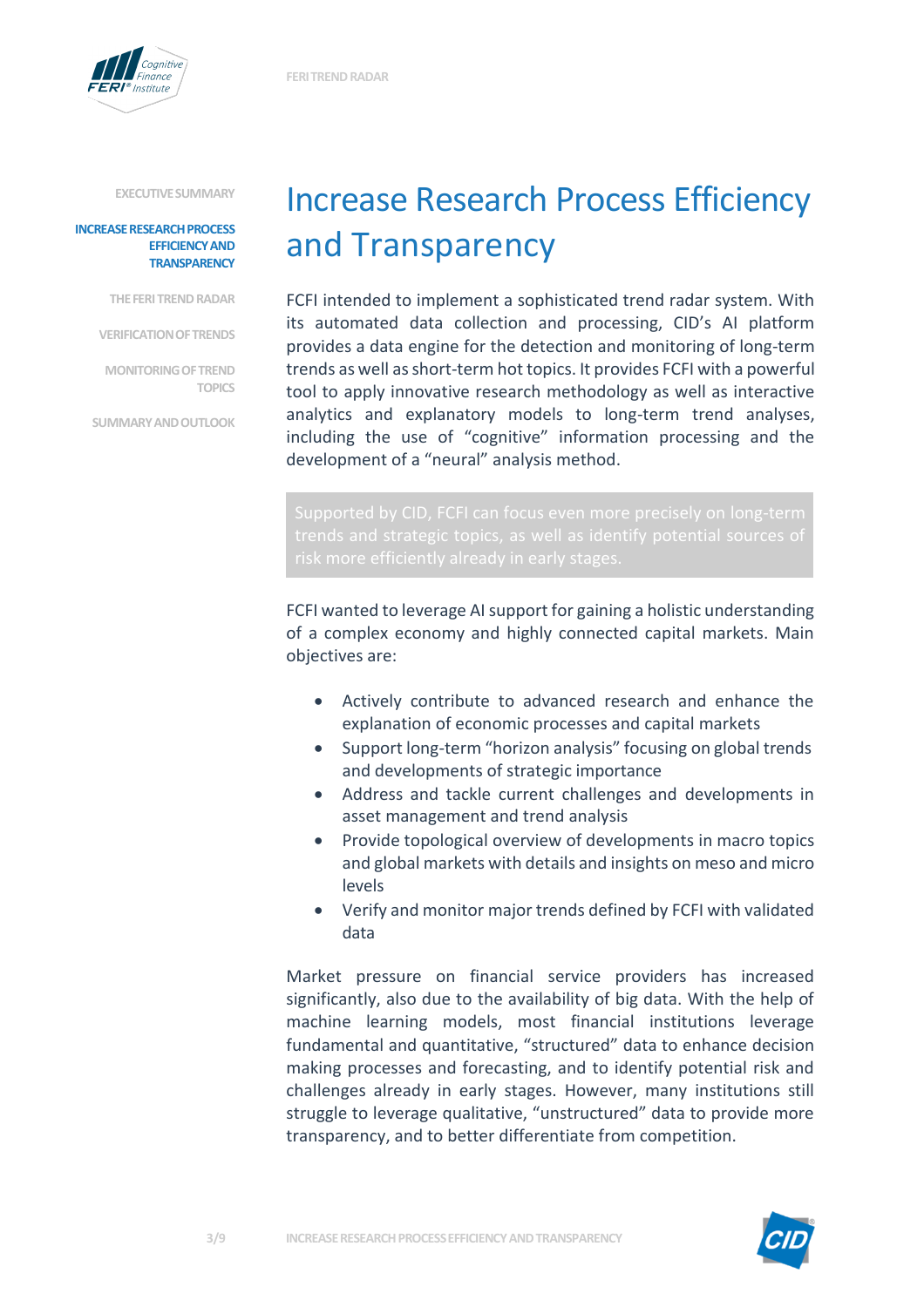# Increase Research Process Efficiency and Transparency

FCFI intended to implement a sophisticated trend radar system. With its automated data collection and processing, CID's AI platform provides a data engine for the detection and monitoring of long-term trends as well as short-term hot topics. It provides FCFI with a powerful tool to apply innovative research methodology as well as interactive analytics and explanatory models to long-term trend analyses, including the use of "cognitive" information processing and the development of a "neural" analysis method.

> Supported by CID, FCFI can focus even more precisely on long-term trends and strategic topics, as well as identify potential sources of risk more efficiently already in early stages.

FCFI wanted to leverage AI support for gaining a holistic understanding of a complex economy and highly connected capital markets. Main objectives are:

- Actively contribute to advanced research and enhance the explanation of economic processes and capital markets
- Support long-term "horizon analysis" focusing on global trends and developments of strategic importance
- Address and tackle current challenges and developments in asset management and trend analysis
- Provide topological overview of developments in macro topics and global markets with details and insights on meso and micro levels
- Verify and monitor major trends defined by FCFI with validated data

Market pressure on financial service providers has increased significantly, also due to the availability of big data. With the help of machine learning models, most financial institutions leverage fundamental and quantitative, "structured" data to enhance decision making processes and forecasting, and to identify potential risk and challenges already in early stages. However, many institutions still struggle to leverage qualitative, "unstructured" data to provide more transparency, and to better differentiate from competition.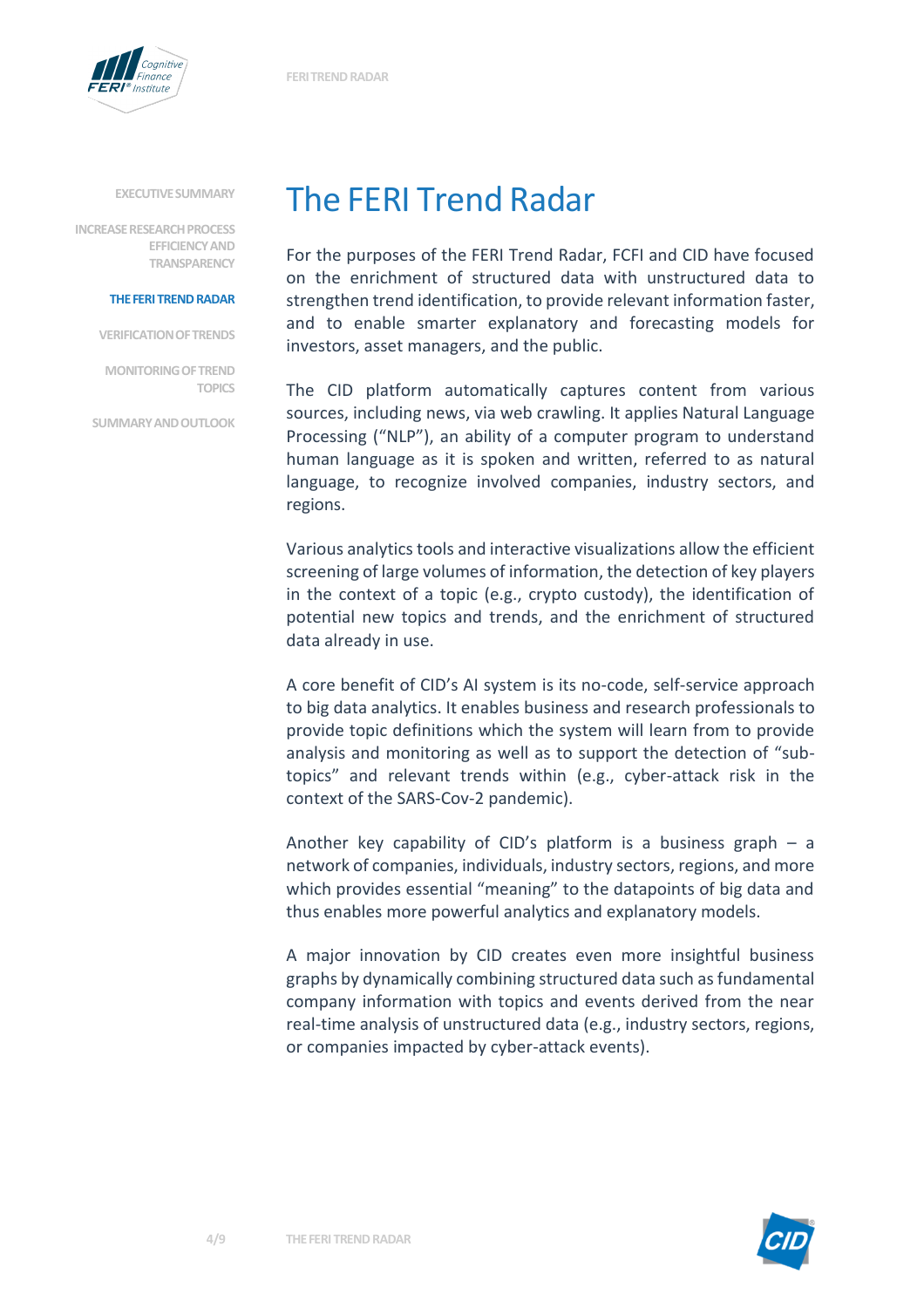# The FERI Trend Radar

For the purposes of the FERI Trend Radar, FCFI and CID have focused on the enrichment of structured data with unstructured data to strengthen trend identification, to provide relevant information faster, and to enable smarter explanatory and forecasting models for investors, asset managers, and the public.

The CID platform automatically captures content from various sources, including news, via web crawling. It applies Natural Language Processing ("NLP"), an ability of a computer program to understand human language as it is spoken and written, referred to as natural language, to recognize involved companies, industry sectors, and regions.

Various analytics tools and interactive visualizations allow the efficient screening of large volumes of information, the detection of key players in the context of a topic (e.g., crypto custody), the identification of potential new topics and trends, and the enrichment of structured data already in use.

A core benefit of CID's AI system is its no-code, self-service approach to big data analytics. It enables business and research professionals to provide topic definitions which the system will learn from to provide analysis and monitoring as well as to support the detection of "sub-topics" and relevant trends within (e.g., cyber-attack risk in the context of the SARS-Cov-2 pandemic).

Another key capability of CID's platform is a business graph – a network of companies, individuals, industry sectors, regions, and more which provides essential "meaning" to the datapoints of big data and thus enables more powerful analytics and explanatory models.

A major innovation by CID creates even more insightful business graphs by dynamically combining structured data such as fundamental company information with topics and events derived from the near real-time analysis of unstructured data (e.g., industry sectors, regions, or companies impacted by cyber-attack events).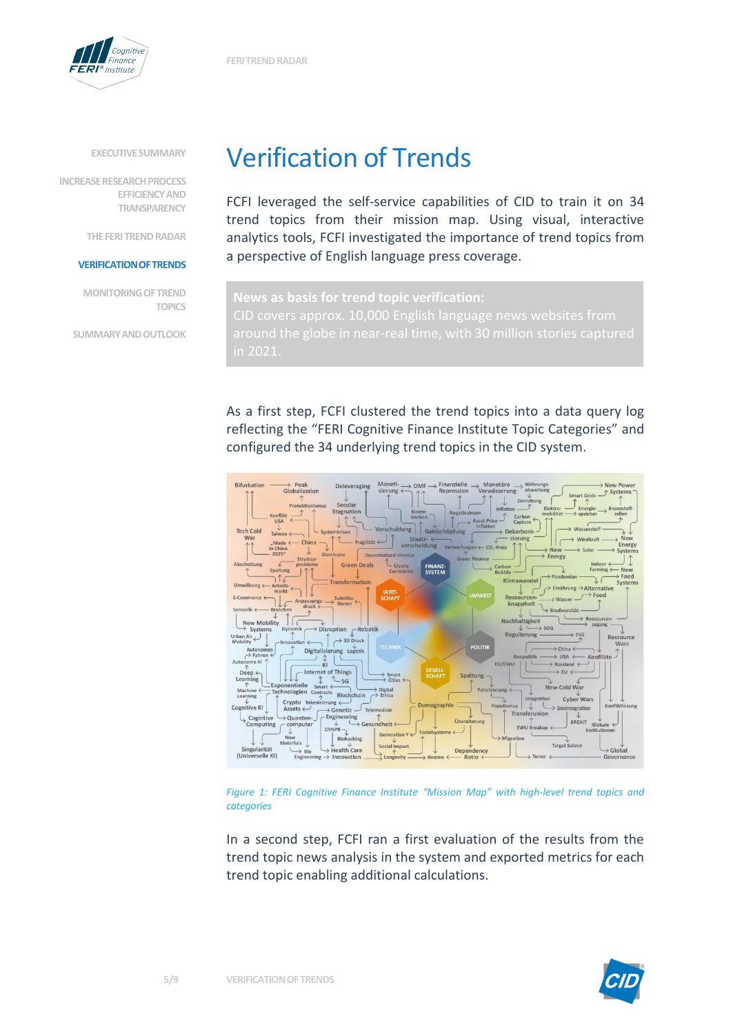# Verification of Trends

FCFI leveraged the self-service capabilities of CID to train it on 34 trend topics from their mission map. Using visual, interactive analytics tools, FCFI investigated the importance of trend topics from a perspective of English language press coverage.

**News as basis for trend topic verification:**
CID covers approx. 10,000 English language news websites from around the globe in near-real time, with 30 million stories captured in 2021.

As a first step, FCFI clustered the trend topics into a data query log reflecting the "FERI Cognitive Finance Institute Topic Categories" and configured the 34 underlying trend topics in the CID system.

*Figure 1: FERI Cognitive Finance Institute "Mission Map" with high-level trend topics and categories*

In a second step, FCFI ran a first evaluation of the results from the trend topic news analysis in the system and exported metrics for each trend topic enabling additional calculations.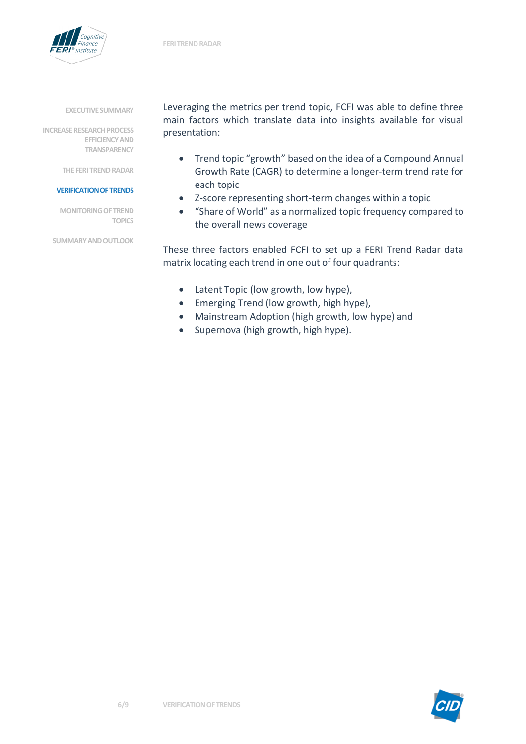Leveraging the metrics per trend topic, FCFI was able to define three main factors which translate data into insights available for visual presentation:

- Trend topic "growth" based on the idea of a Compound Annual Growth Rate (CAGR) to determine a longer-term trend rate for each topic
- Z-score representing short-term changes within a topic
- "Share of World" as a normalized topic frequency compared to the overall news coverage

These three factors enabled FCFI to set up a FERI Trend Radar data matrix locating each trend in one out of four quadrants:

- Latent Topic (low growth, low hype),
- Emerging Trend (low growth, high hype),
- Mainstream Adoption (high growth, low hype) and
- Supernova (high growth, high hype).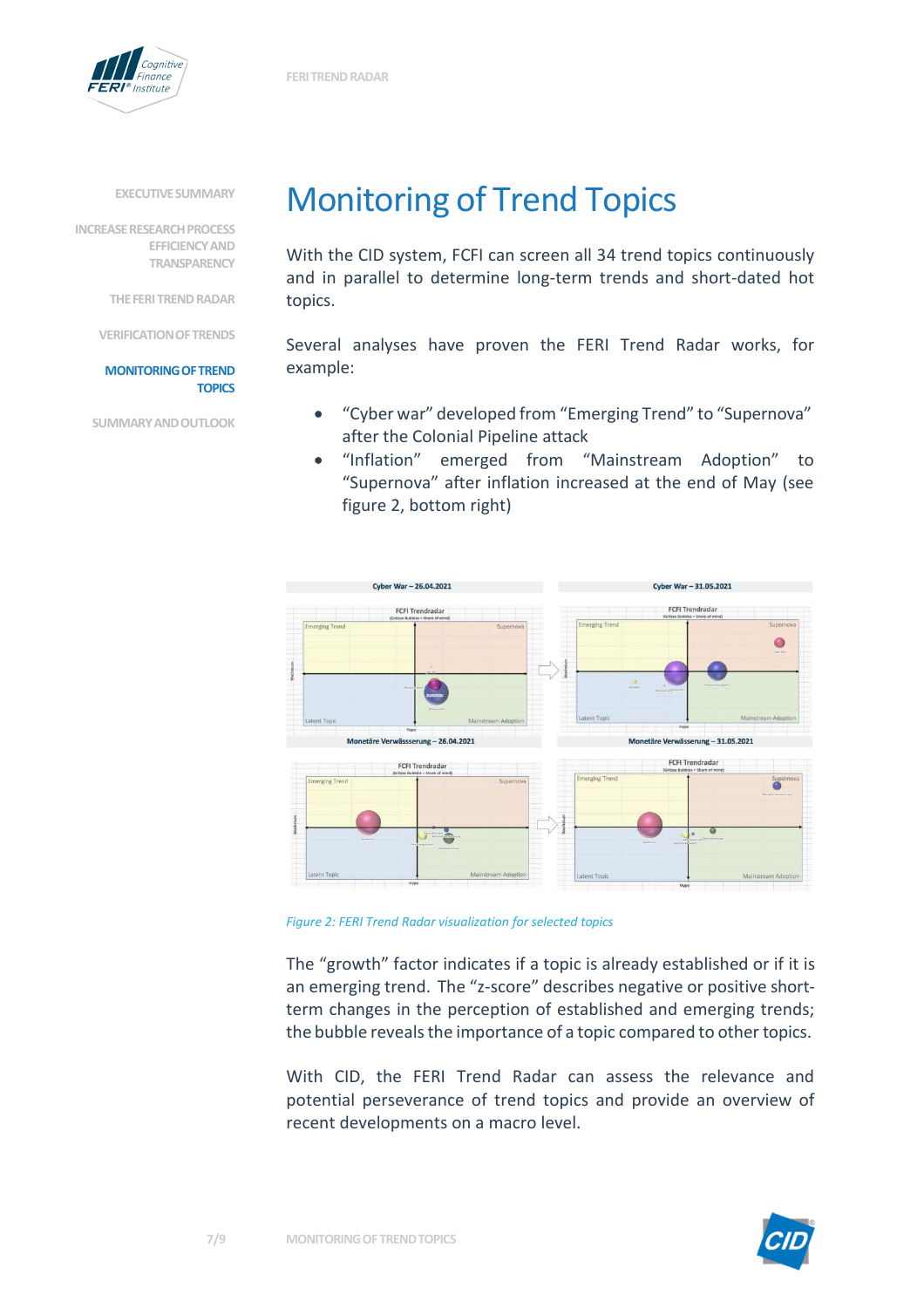# Monitoring of Trend Topics

With the CID system, FCFI can screen all 34 trend topics continuously and in parallel to determine long-term trends and short-dated hot topics.

Several analyses have proven the FERI Trend Radar works, for example:

- “Cyber war” developed from “Emerging Trend” to “Supernova” after the Colonial Pipeline attack
- “Inflation” emerged from “Mainstream Adoption” to “Supernova” after inflation increased at the end of May (see figure 2, bottom right)

*Figure 2: FERI Trend Radar visualization for selected topics*

The “growth” factor indicates if a topic is already established or if it is an emerging trend. The “z-score” describes negative or positive short-term changes in the perception of established and emerging trends; the bubble reveals the importance of a topic compared to other topics.

With CID, the FERI Trend Radar can assess the relevance and potential perseverance of trend topics and provide an overview of recent developments on a macro level.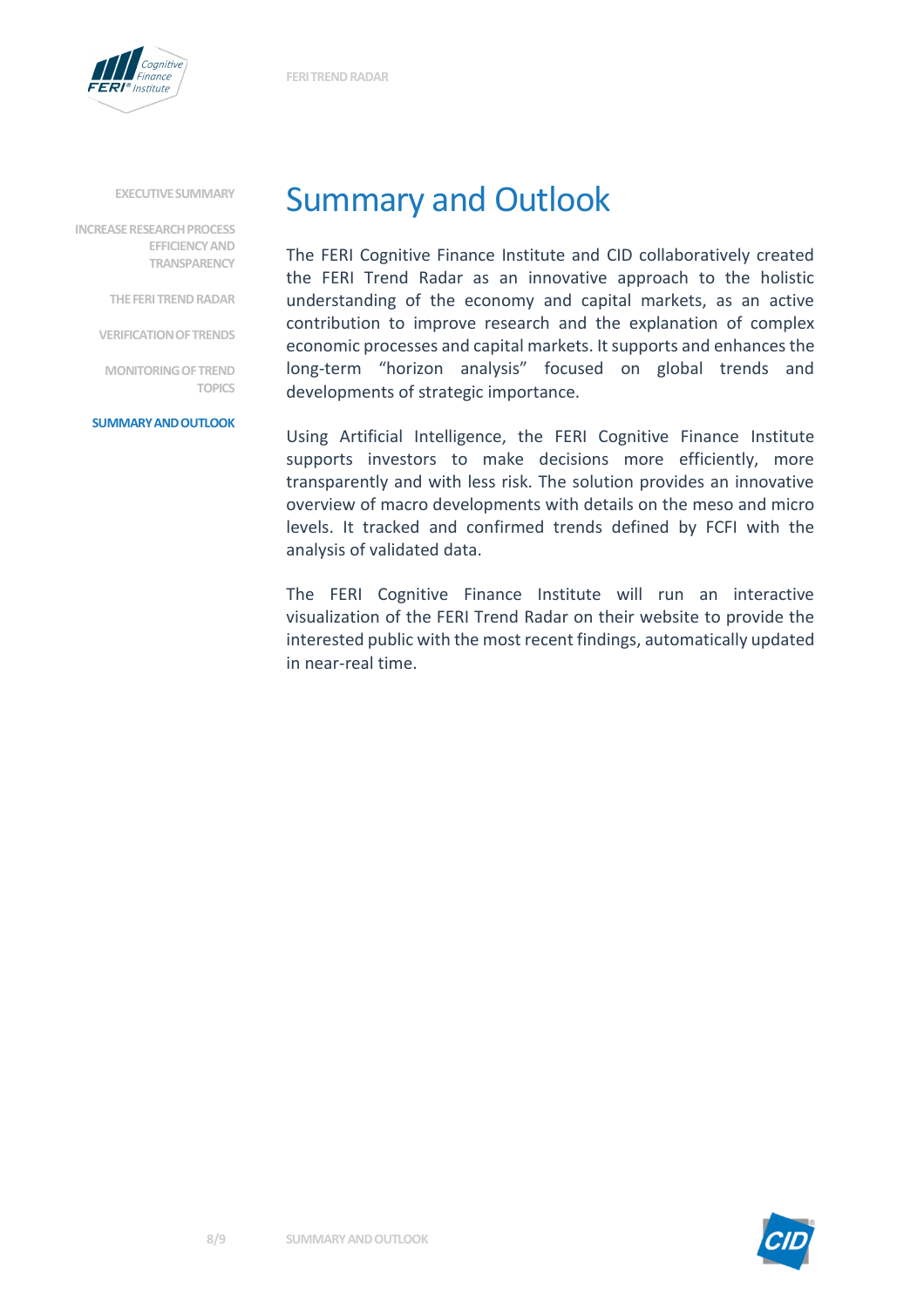# Summary and Outlook

The FERI Cognitive Finance Institute and CID collaboratively created the FERI Trend Radar as an innovative approach to the holistic understanding of the economy and capital markets, as an active contribution to improve research and the explanation of complex economic processes and capital markets. It supports and enhances the long-term "horizon analysis" focused on global trends and developments of strategic importance.

Using Artificial Intelligence, the FERI Cognitive Finance Institute supports investors to make decisions more efficiently, more transparently and with less risk. The solution provides an innovative overview of macro developments with details on the meso and micro levels. It tracked and confirmed trends defined by FCFI with the analysis of validated data.

The FERI Cognitive Finance Institute will run an interactive visualization of the FERI Trend Radar on their website to provide the interested public with the most recent findings, automatically updated in near-real time.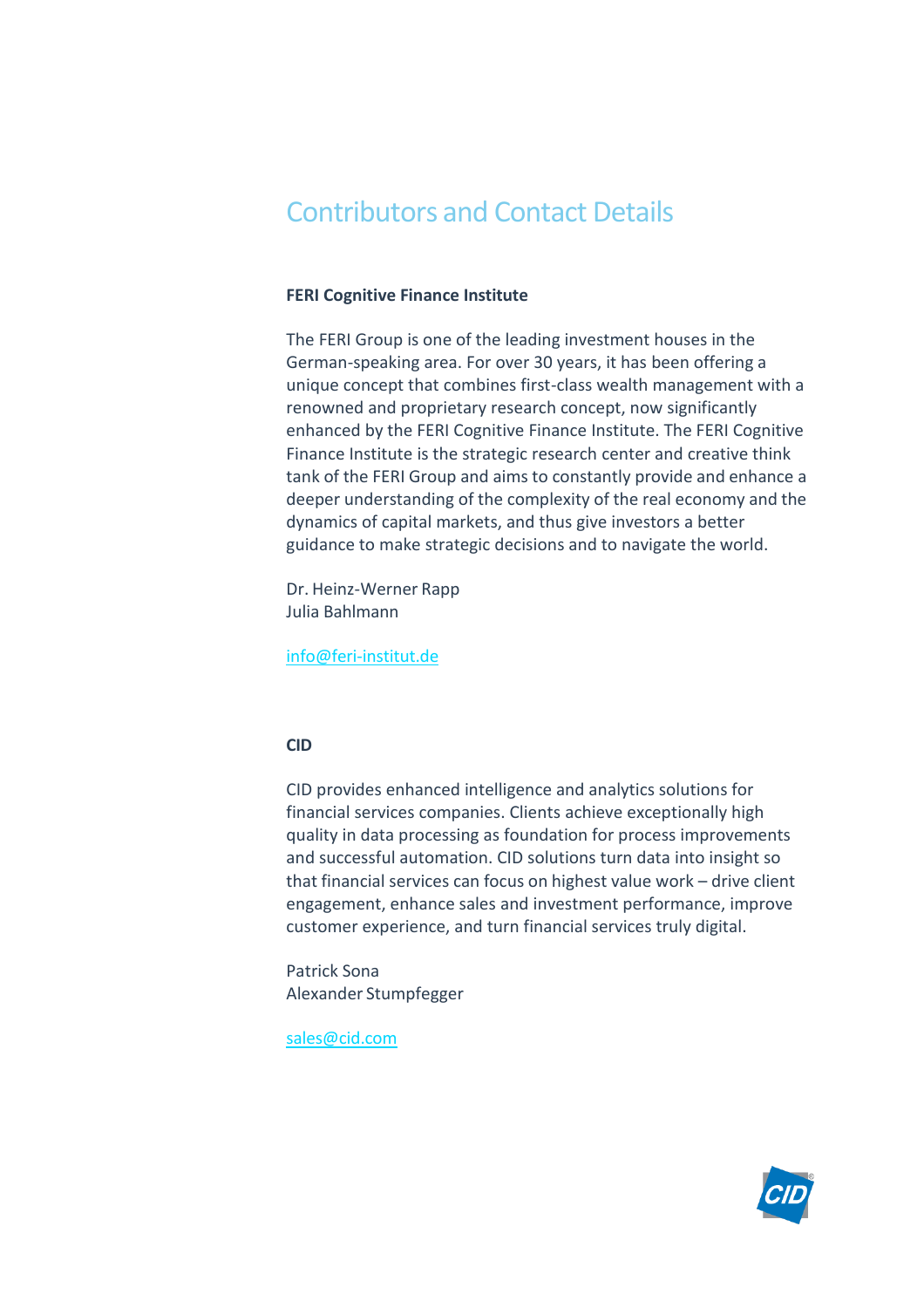# Contributors and Contact Details

**FERI Cognitive Finance Institute**

The FERI Group is one of the leading investment houses in the German-speaking area. For over 30 years, it has been offering a unique concept that combines first-class wealth management with a renowned and proprietary research concept, now significantly enhanced by the FERI Cognitive Finance Institute. The FERI Cognitive Finance Institute is the strategic research center and creative think tank of the FERI Group and aims to constantly provide and enhance a deeper understanding of the complexity of the real economy and the dynamics of capital markets, and thus give investors a better guidance to make strategic decisions and to navigate the world.

Dr. Heinz-Werner Rapp
Julia Bahlmann

info@feri-institut.de

**CID**

CID provides enhanced intelligence and analytics solutions for financial services companies. Clients achieve exceptionally high quality in data processing as foundation for process improvements and successful automation. CID solutions turn data into insight so that financial services can focus on highest value work – drive client engagement, enhance sales and investment performance, improve customer experience, and turn financial services truly digital.

Patrick Sona
Alexander Stumpfegger

sales@cid.com